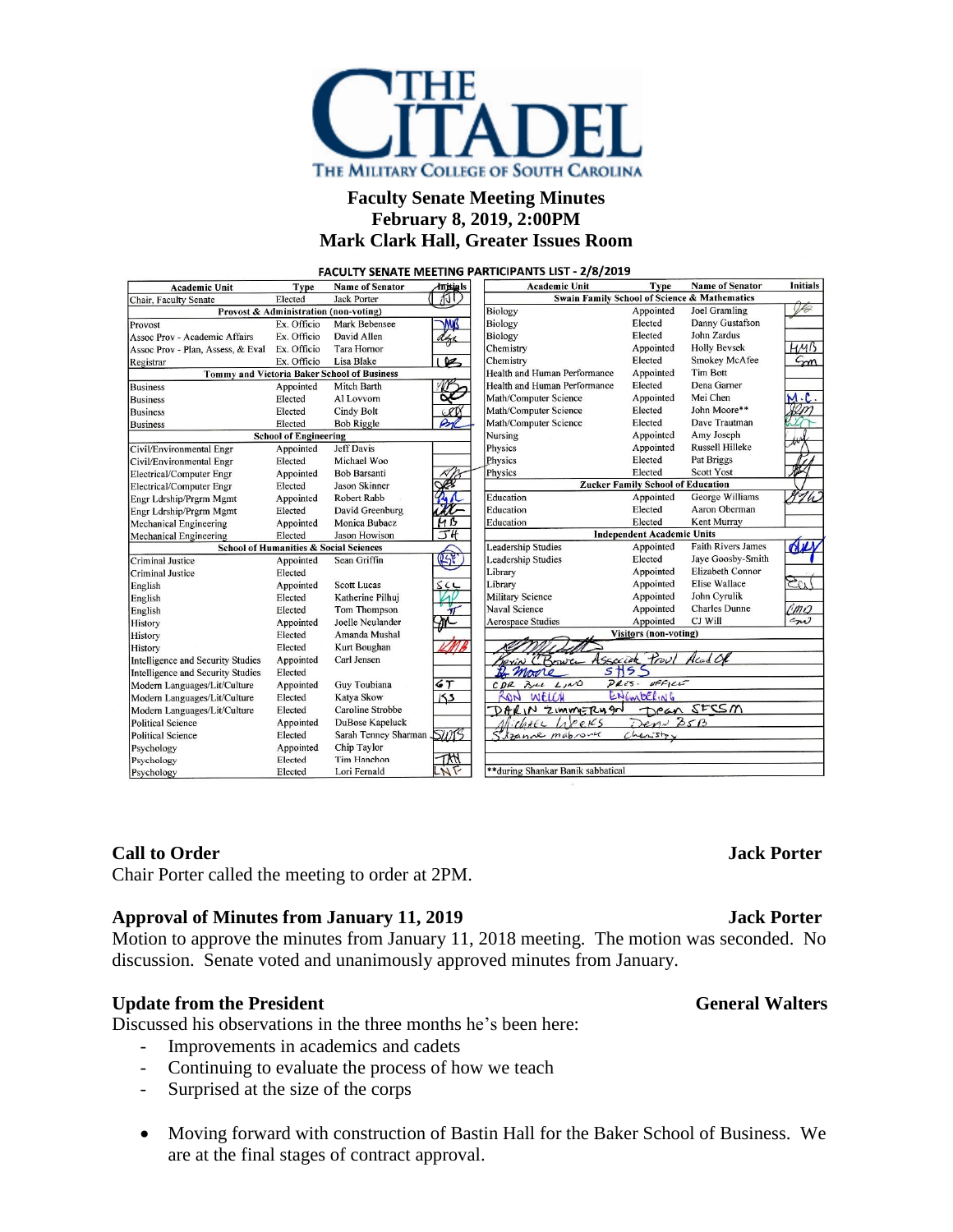# THE CITADEL

THE MILITARY COLLEGE OF SOUTH CAROLINA

## Faculty Senate Meeting Minutes
## February 8, 2019, 2:00PM
## Mark Clark Hall, Greater Issues Room

**FACULTY SENATE MEETING PARTICIPANTS LIST - 2/8/2019**

| Academic Unit | Type | Name of Senator | Initials |
|---|---|---|---|
| Chair, Faculty Senate | Elected | Jack Porter | JP |
| **Provost & Administration (non-voting)** | | | |
| Provost | Ex. Officio | Mark Bebensee | MWB |
| Assoc Prov - Academic Affairs | Ex. Officio | David Allen | dga |
| Assoc Prov - Plan, Assess, & Eval | Ex. Officio | Tara Hornor | |
| Registrar | Ex. Officio | Lisa Blake | LB |
| **Tommy and Victoria Baker School of Business** | | | |
| Business | Appointed | Mitch Barth | MB |
| Business | Elected | Al Lovvorn | AL |
| Business | Elected | Cindy Bolt | CB |
| Business | Elected | Bob Riggle | BR |
| **School of Engineering** | | | |
| Civil/Environmental Engr | Appointed | Jeff Davis | |
| Civil/Environmental Engr | Elected | Michael Woo | |
| Electrical/Computer Engr | Appointed | Bob Barsanti | RB |
| Electrical/Computer Engr | Elected | Jason Skinner | JS |
| Engr Ldrship/Prgrm Mgmt | Appointed | Robert Rabb | RJR |
| Engr Ldrship/Prgrm Mgmt | Elected | David Greenburg | DG |
| Mechanical Engineering | Appointed | Monica Bubacz | MB |
| Mechanical Engineering | Elected | Jason Howison | JH |
| **School of Humanities & Social Sciences** | | | |
| Criminal Justice | Appointed | Sean Griffin | SG |
| Criminal Justice | Elected | | |
| English | Appointed | Scott Lucas | SCL |
| English | Elected | Katherine Pilhuj | KP |
| English | Elected | Tom Thompson | TT |
| History | Appointed | Joelle Neulander | JN |
| History | Elected | Amanda Mushal | |
| History | Elected | Kurt Boughan | KMB |
| Intelligence and Security Studies | Appointed | Carl Jensen | |
| Intelligence and Security Studies | Elected | | |
| Modern Languages/Lit/Culture | Appointed | Guy Toubiana | GT |
| Modern Languages/Lit/Culture | Elected | Katya Skow | KS |
| Modern Languages/Lit/Culture | Elected | Caroline Strobbe | |
| Political Science | Appointed | DuBose Kapeluck | |
| Political Science | Elected | Sarah Tenney Sharman | STS |
| Psychology | Appointed | Chip Taylor | |
| Psychology | Elected | Tim Hanchon | TAH |
| Psychology | Elected | Lori Fernald | LNF |

| Academic Unit | Type | Name of Senator | Initials |
|---|---|---|---|
| **Swain Family School of Science & Mathematics** | | | |
| Biology | Appointed | Joel Gramling | JG |
| Biology | Elected | Danny Gustafson | |
| Biology | Elected | John Zardus | |
| Chemistry | Appointed | Holly Bevsek | HMB |
| Chemistry | Elected | Smokey McAfee | SM |
| Health and Human Performance | Appointed | Tim Bott | |
| Health and Human Performance | Elected | Dena Garner | |
| Math/Computer Science | Appointed | Mei Chen | M.C. |
| Math/Computer Science | Elected | John Moore** | JM |
| Math/Computer Science | Elected | Dave Trautman | DT |
| Nursing | Appointed | Amy Joseph | AJ |
| Physics | Appointed | Russell Hilleke | |
| Physics | Elected | Pat Briggs | |
| Physics | Elected | Scott Yost | SY |
| **Zucker Family School of Education** | | | |
| Education | Appointed | George Williams | GW |
| Education | Elected | Aaron Oberman | |
| Education | Elected | Kent Murray | |
| **Independent Academic Units** | | | |
| Leadership Studies | Appointed | Faith Rivers James | FRJ |
| Leadership Studies | Elected | Jaye Goosby-Smith | |
| Library | Appointed | Elizabeth Connor | EC |
| Library | Appointed | Elise Wallace | |
| Military Science | Appointed | John Cyrulik | |
| Naval Science | Appointed | Charles Dunne | CMD |
| Aerospace Studies | Appointed | CJ Will | CW |
| **Visitors (non-voting)** | | | |
| Kevin C Bower | Associate Provost Acad Aff | | |
| B. Moore | SHSS | | |
| CDR Zane Lind | Pres. Office | | |
| Ron Welch | Engineering | | |
| Darin Zimmerman | Dean SFSSM | | |
| Michael Weeks | Dean BSB | | |
| Suzanne Mabrouk | Chemistry | | |
| **during Shankar Banik sabbatical | | | |

**Call to Order** — **Jack Porter**

Chair Porter called the meeting to order at 2PM.

**Approval of Minutes from January 11, 2019** — **Jack Porter**

Motion to approve the minutes from January 11, 2018 meeting. The motion was seconded. No discussion. Senate voted and unanimously approved minutes from January.

**Update from the President** — **General Walters**

Discussed his observations in the three months he's been here:

- Improvements in academics and cadets
- Continuing to evaluate the process of how we teach
- Surprised at the size of the corps

- Moving forward with construction of Bastin Hall for the Baker School of Business. We are at the final stages of contract approval.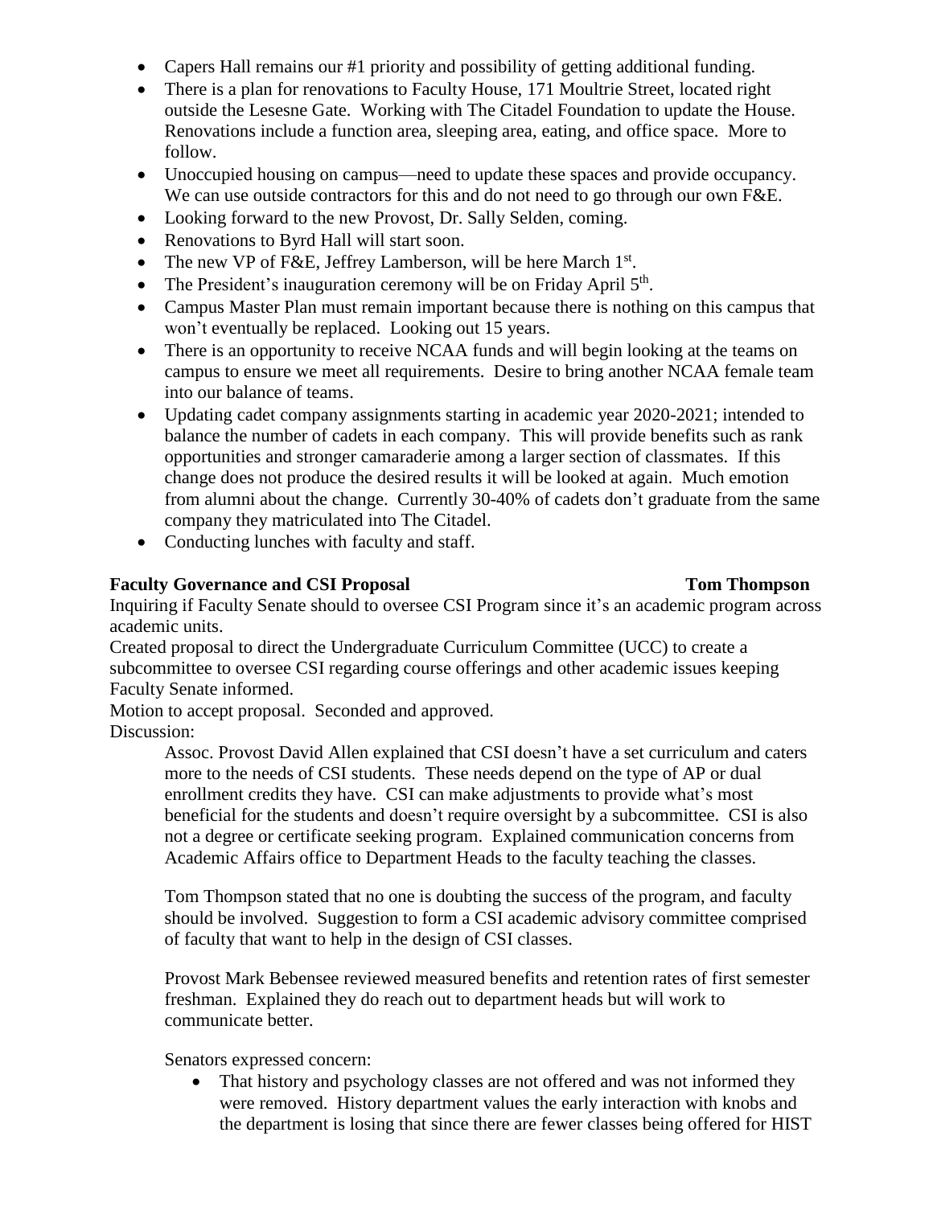- Capers Hall remains our #1 priority and possibility of getting additional funding.
- There is a plan for renovations to Faculty House, 171 Moultrie Street, located right outside the Lesesne Gate. Working with The Citadel Foundation to update the House. Renovations include a function area, sleeping area, eating, and office space. More to follow.
- Unoccupied housing on campus—need to update these spaces and provide occupancy. We can use outside contractors for this and do not need to go through our own F&E.
- Looking forward to the new Provost, Dr. Sally Selden, coming.
- Renovations to Byrd Hall will start soon.
- The new VP of F&E, Jeffrey Lamberson, will be here March 1st.
- The President's inauguration ceremony will be on Friday April 5th.
- Campus Master Plan must remain important because there is nothing on this campus that won't eventually be replaced. Looking out 15 years.
- There is an opportunity to receive NCAA funds and will begin looking at the teams on campus to ensure we meet all requirements. Desire to bring another NCAA female team into our balance of teams.
- Updating cadet company assignments starting in academic year 2020-2021; intended to balance the number of cadets in each company. This will provide benefits such as rank opportunities and stronger camaraderie among a larger section of classmates. If this change does not produce the desired results it will be looked at again. Much emotion from alumni about the change. Currently 30-40% of cadets don't graduate from the same company they matriculated into The Citadel.
- Conducting lunches with faculty and staff.

**Faculty Governance and CSI Proposal** **Tom Thompson**

Inquiring if Faculty Senate should to oversee CSI Program since it's an academic program across academic units.

Created proposal to direct the Undergraduate Curriculum Committee (UCC) to create a subcommittee to oversee CSI regarding course offerings and other academic issues keeping Faculty Senate informed.

Motion to accept proposal. Seconded and approved.

Discussion:

Assoc. Provost David Allen explained that CSI doesn't have a set curriculum and caters more to the needs of CSI students. These needs depend on the type of AP or dual enrollment credits they have. CSI can make adjustments to provide what's most beneficial for the students and doesn't require oversight by a subcommittee. CSI is also not a degree or certificate seeking program. Explained communication concerns from Academic Affairs office to Department Heads to the faculty teaching the classes.

Tom Thompson stated that no one is doubting the success of the program, and faculty should be involved. Suggestion to form a CSI academic advisory committee comprised of faculty that want to help in the design of CSI classes.

Provost Mark Bebensee reviewed measured benefits and retention rates of first semester freshman. Explained they do reach out to department heads but will work to communicate better.

Senators expressed concern:

- That history and psychology classes are not offered and was not informed they were removed. History department values the early interaction with knobs and the department is losing that since there are fewer classes being offered for HIST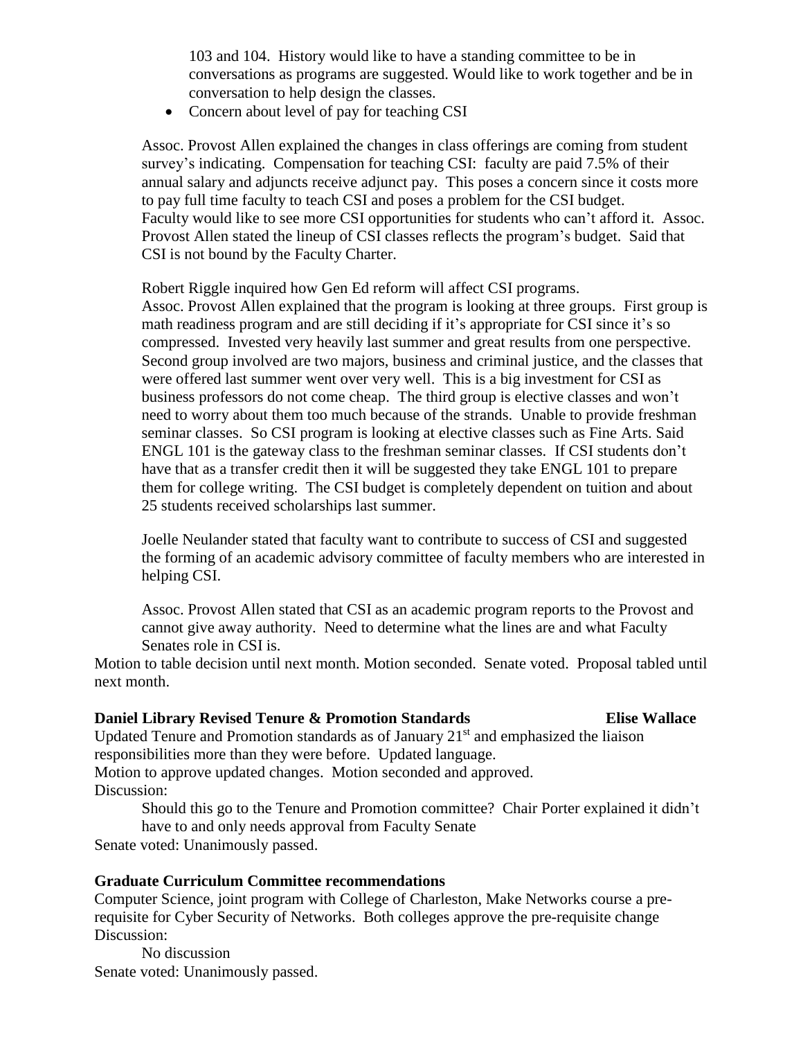103 and 104. History would like to have a standing committee to be in conversations as programs are suggested. Would like to work together and be in conversation to help design the classes.

- Concern about level of pay for teaching CSI

Assoc. Provost Allen explained the changes in class offerings are coming from student survey's indicating. Compensation for teaching CSI: faculty are paid 7.5% of their annual salary and adjuncts receive adjunct pay. This poses a concern since it costs more to pay full time faculty to teach CSI and poses a problem for the CSI budget. Faculty would like to see more CSI opportunities for students who can't afford it. Assoc. Provost Allen stated the lineup of CSI classes reflects the program's budget. Said that CSI is not bound by the Faculty Charter.

Robert Riggle inquired how Gen Ed reform will affect CSI programs.
Assoc. Provost Allen explained that the program is looking at three groups. First group is math readiness program and are still deciding if it's appropriate for CSI since it's so compressed. Invested very heavily last summer and great results from one perspective. Second group involved are two majors, business and criminal justice, and the classes that were offered last summer went over very well. This is a big investment for CSI as business professors do not come cheap. The third group is elective classes and won't need to worry about them too much because of the strands. Unable to provide freshman seminar classes. So CSI program is looking at elective classes such as Fine Arts. Said ENGL 101 is the gateway class to the freshman seminar classes. If CSI students don't have that as a transfer credit then it will be suggested they take ENGL 101 to prepare them for college writing. The CSI budget is completely dependent on tuition and about 25 students received scholarships last summer.

Joelle Neulander stated that faculty want to contribute to success of CSI and suggested the forming of an academic advisory committee of faculty members who are interested in helping CSI.

Assoc. Provost Allen stated that CSI as an academic program reports to the Provost and cannot give away authority. Need to determine what the lines are and what Faculty Senates role in CSI is.

Motion to table decision until next month. Motion seconded. Senate voted. Proposal tabled until next month.

**Daniel Library Revised Tenure & Promotion Standards** **Elise Wallace**

Updated Tenure and Promotion standards as of January 21st and emphasized the liaison responsibilities more than they were before. Updated language.
Motion to approve updated changes. Motion seconded and approved.
Discussion:

Should this go to the Tenure and Promotion committee? Chair Porter explained it didn't have to and only needs approval from Faculty Senate

Senate voted: Unanimously passed.

**Graduate Curriculum Committee recommendations**

Computer Science, joint program with College of Charleston, Make Networks course a pre-requisite for Cyber Security of Networks. Both colleges approve the pre-requisite change
Discussion:

No discussion

Senate voted: Unanimously passed.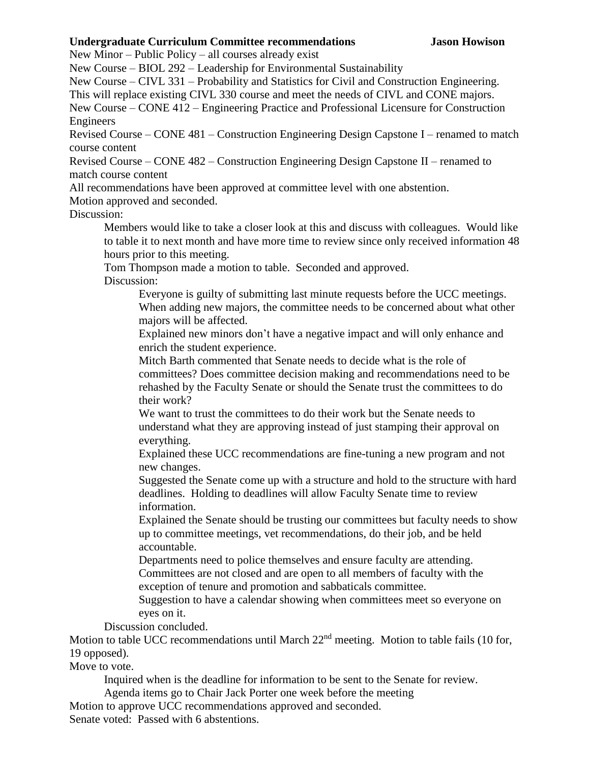**Undergraduate Curriculum Committee recommendations Jason Howison**

New Minor – Public Policy – all courses already exist

New Course – BIOL 292 – Leadership for Environmental Sustainability

New Course – CIVL 331 – Probability and Statistics for Civil and Construction Engineering. This will replace existing CIVL 330 course and meet the needs of CIVL and CONE majors.

New Course – CONE 412 – Engineering Practice and Professional Licensure for Construction Engineers

Revised Course – CONE 481 – Construction Engineering Design Capstone I – renamed to match course content

Revised Course – CONE 482 – Construction Engineering Design Capstone II – renamed to match course content

All recommendations have been approved at committee level with one abstention.

Motion approved and seconded.

Discussion:

> Members would like to take a closer look at this and discuss with colleagues. Would like to table it to next month and have more time to review since only received information 48 hours prior to this meeting.
>
> Tom Thompson made a motion to table. Seconded and approved.
>
> Discussion:
>
> > Everyone is guilty of submitting last minute requests before the UCC meetings.
> >
> > When adding new majors, the committee needs to be concerned about what other majors will be affected.
> >
> > Explained new minors don't have a negative impact and will only enhance and enrich the student experience.
> >
> > Mitch Barth commented that Senate needs to decide what is the role of committees? Does committee decision making and recommendations need to be rehashed by the Faculty Senate or should the Senate trust the committees to do their work?
> >
> > We want to trust the committees to do their work but the Senate needs to understand what they are approving instead of just stamping their approval on everything.
> >
> > Explained these UCC recommendations are fine-tuning a new program and not new changes.
> >
> > Suggested the Senate come up with a structure and hold to the structure with hard deadlines. Holding to deadlines will allow Faculty Senate time to review information.
> >
> > Explained the Senate should be trusting our committees but faculty needs to show up to committee meetings, vet recommendations, do their job, and be held accountable.
> >
> > Departments need to police themselves and ensure faculty are attending.
> >
> > Committees are not closed and are open to all members of faculty with the exception of tenure and promotion and sabbaticals committee.
> >
> > Suggestion to have a calendar showing when committees meet so everyone on eyes on it.
>
> Discussion concluded.

Motion to table UCC recommendations until March 22nd meeting. Motion to table fails (10 for, 19 opposed).

Move to vote.

> Inquired when is the deadline for information to be sent to the Senate for review.
>
> Agenda items go to Chair Jack Porter one week before the meeting

Motion to approve UCC recommendations approved and seconded.

Senate voted: Passed with 6 abstentions.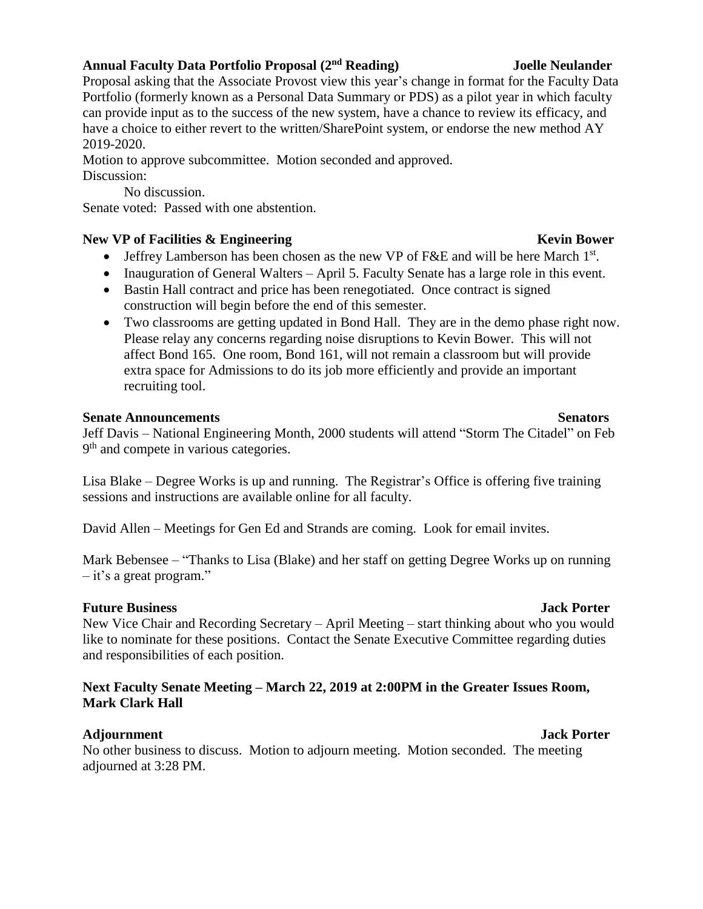**Annual Faculty Data Portfolio Proposal (2nd Reading)** **Joelle Neulander**

Proposal asking that the Associate Provost view this year's change in format for the Faculty Data Portfolio (formerly known as a Personal Data Summary or PDS) as a pilot year in which faculty can provide input as to the success of the new system, have a chance to review its efficacy, and have a choice to either revert to the written/SharePoint system, or endorse the new method AY 2019-2020.

Motion to approve subcommittee. Motion seconded and approved.

Discussion:

No discussion.

Senate voted: Passed with one abstention.

**New VP of Facilities & Engineering** **Kevin Bower**

- Jeffrey Lamberson has been chosen as the new VP of F&E and will be here March 1st.
- Inauguration of General Walters – April 5. Faculty Senate has a large role in this event.
- Bastin Hall contract and price has been renegotiated. Once contract is signed construction will begin before the end of this semester.
- Two classrooms are getting updated in Bond Hall. They are in the demo phase right now. Please relay any concerns regarding noise disruptions to Kevin Bower. This will not affect Bond 165. One room, Bond 161, will not remain a classroom but will provide extra space for Admissions to do its job more efficiently and provide an important recruiting tool.

**Senate Announcements** **Senators**

Jeff Davis – National Engineering Month, 2000 students will attend "Storm The Citadel" on Feb 9th and compete in various categories.

Lisa Blake – Degree Works is up and running. The Registrar's Office is offering five training sessions and instructions are available online for all faculty.

David Allen – Meetings for Gen Ed and Strands are coming. Look for email invites.

Mark Bebensee – "Thanks to Lisa (Blake) and her staff on getting Degree Works up on running – it's a great program."

**Future Business** **Jack Porter**

New Vice Chair and Recording Secretary – April Meeting – start thinking about who you would like to nominate for these positions. Contact the Senate Executive Committee regarding duties and responsibilities of each position.

**Next Faculty Senate Meeting – March 22, 2019 at 2:00PM in the Greater Issues Room, Mark Clark Hall**

**Adjournment** **Jack Porter**

No other business to discuss. Motion to adjourn meeting. Motion seconded. The meeting adjourned at 3:28 PM.